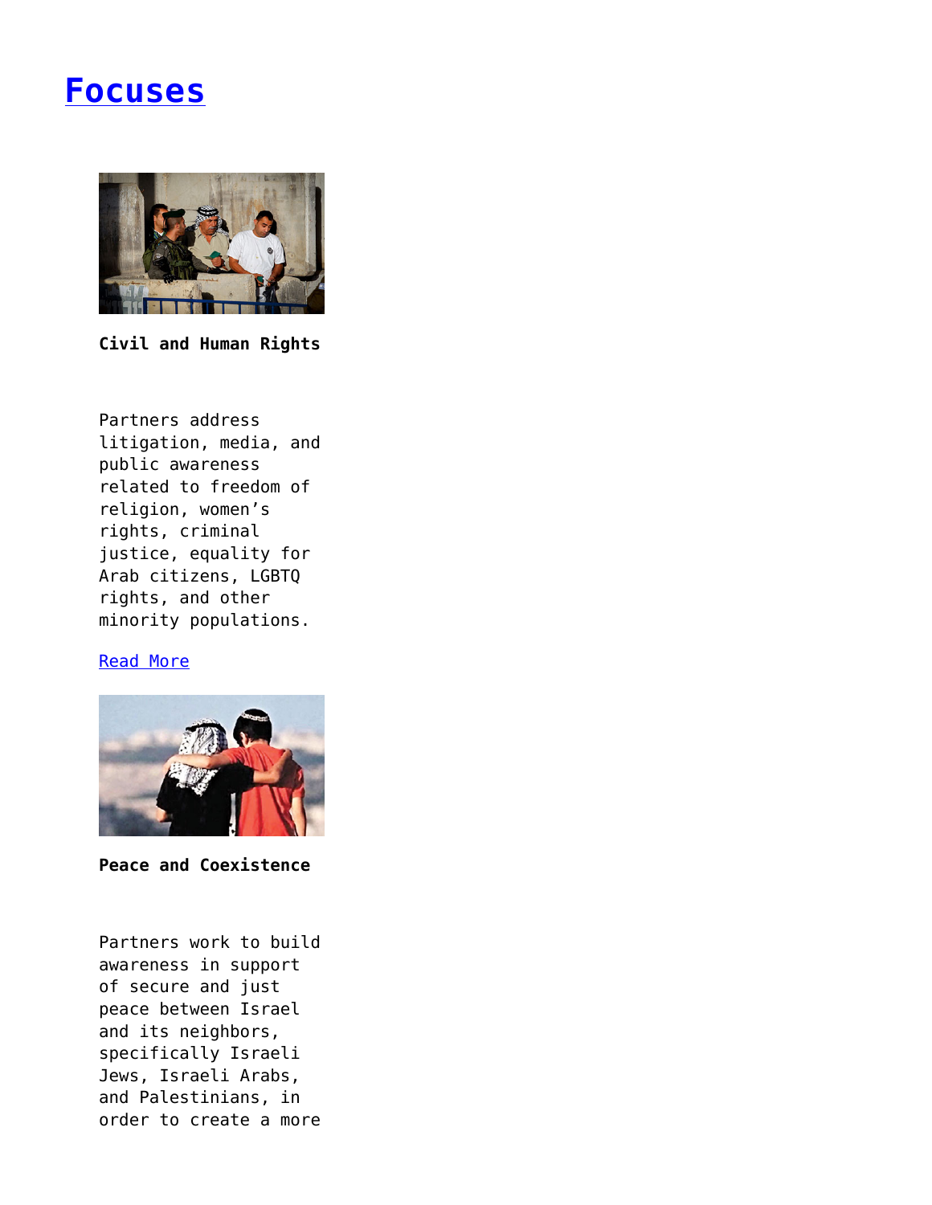# [Focuses](#)

**Civil and Human Rights**

Partners address litigation, media, and public awareness related to freedom of religion, women’s rights, criminal justice, equality for Arab citizens, LGBTQ rights, and other minority populations.

[Read More](#)

**Peace and Coexistence**

Partners work to build awareness in support of secure and just peace between Israel and its neighbors, specifically Israeli Jews, Israeli Arabs, and Palestinians, in order to create a more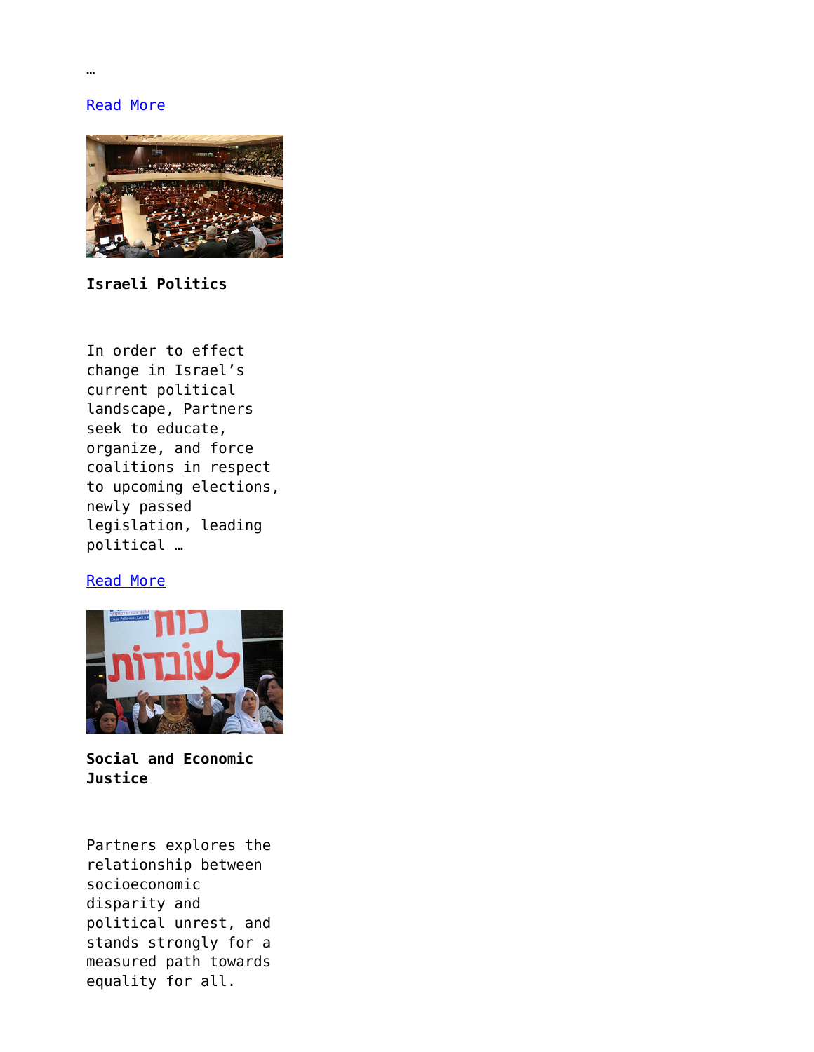…

Read More

**Israeli Politics**

In order to effect change in Israel's current political landscape, Partners seek to educate, organize, and force coalitions in respect to upcoming elections, newly passed legislation, leading political …

Read More

**Social and Economic Justice**

Partners explores the relationship between socioeconomic disparity and political unrest, and stands strongly for a measured path towards equality for all.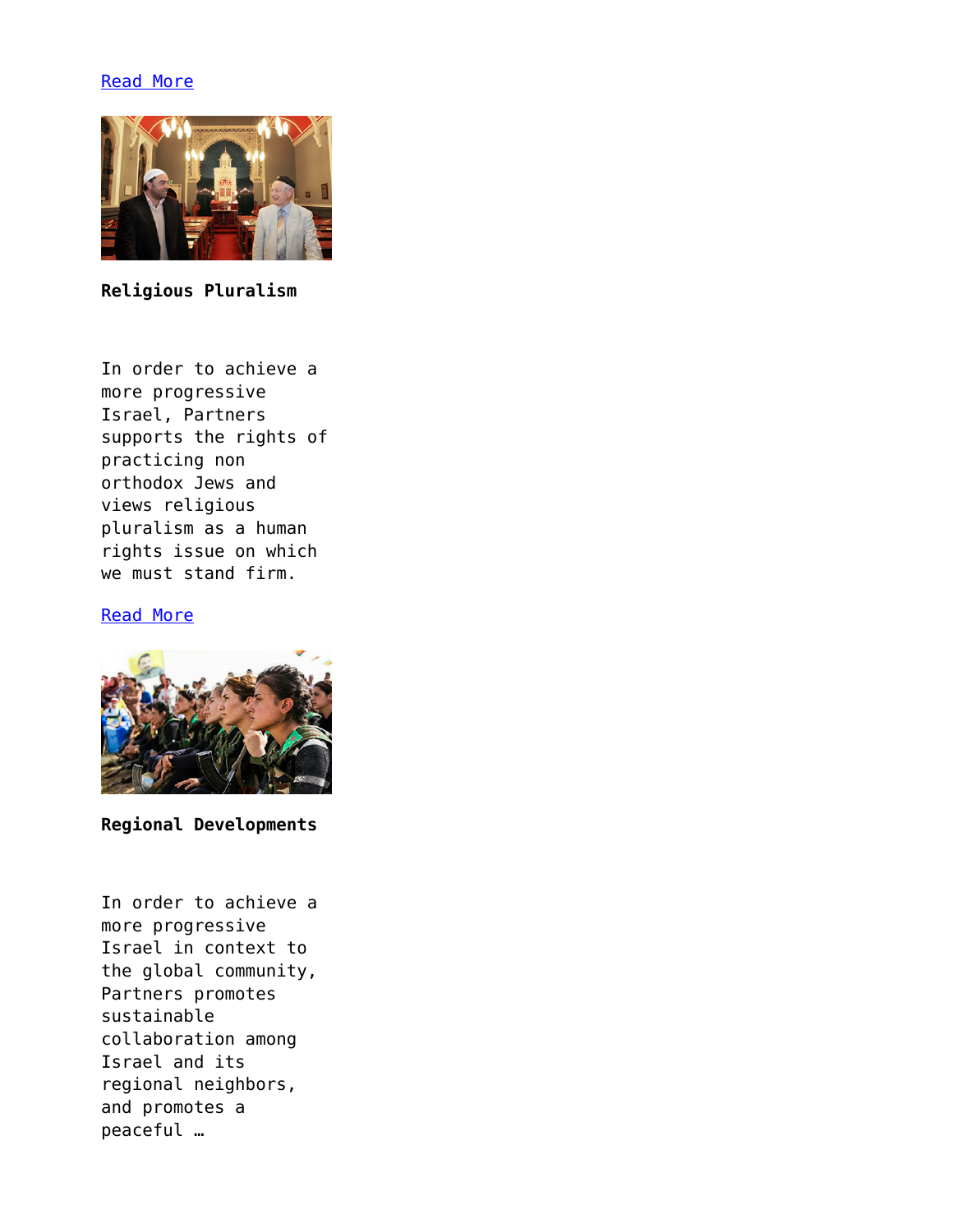[Read More]()

**Religious Pluralism**

In order to achieve a more progressive Israel, Partners supports the rights of practicing non orthodox Jews and views religious pluralism as a human rights issue on which we must stand firm.

[Read More]()

**Regional Developments**

In order to achieve a more progressive Israel in context to the global community, Partners promotes sustainable collaboration among Israel and its regional neighbors, and promotes a peaceful …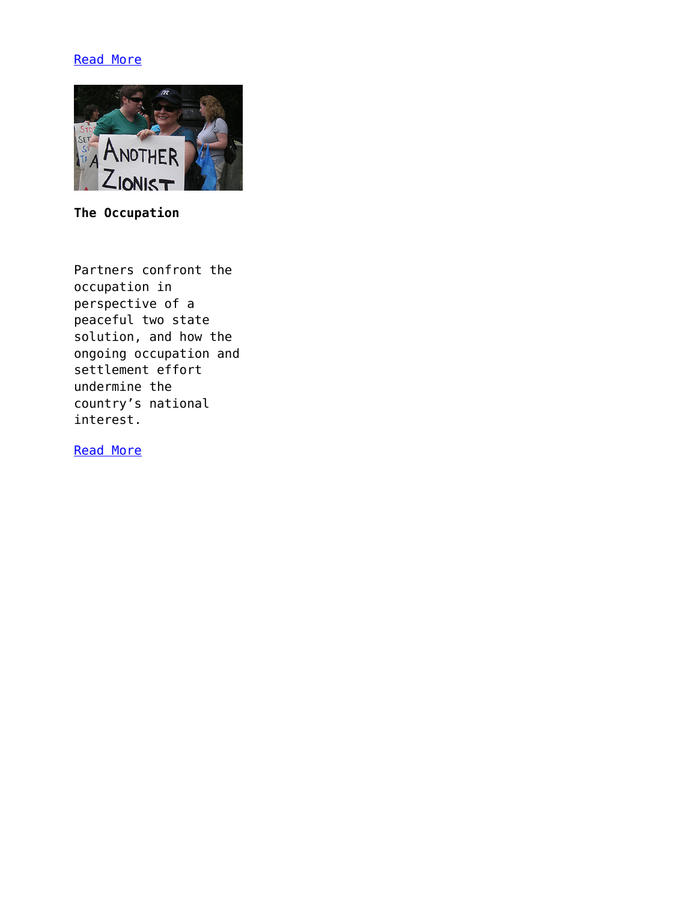Read More

**The Occupation**

Partners confront the occupation in perspective of a peaceful two state solution, and how the ongoing occupation and settlement effort undermine the country’s national interest.

Read More